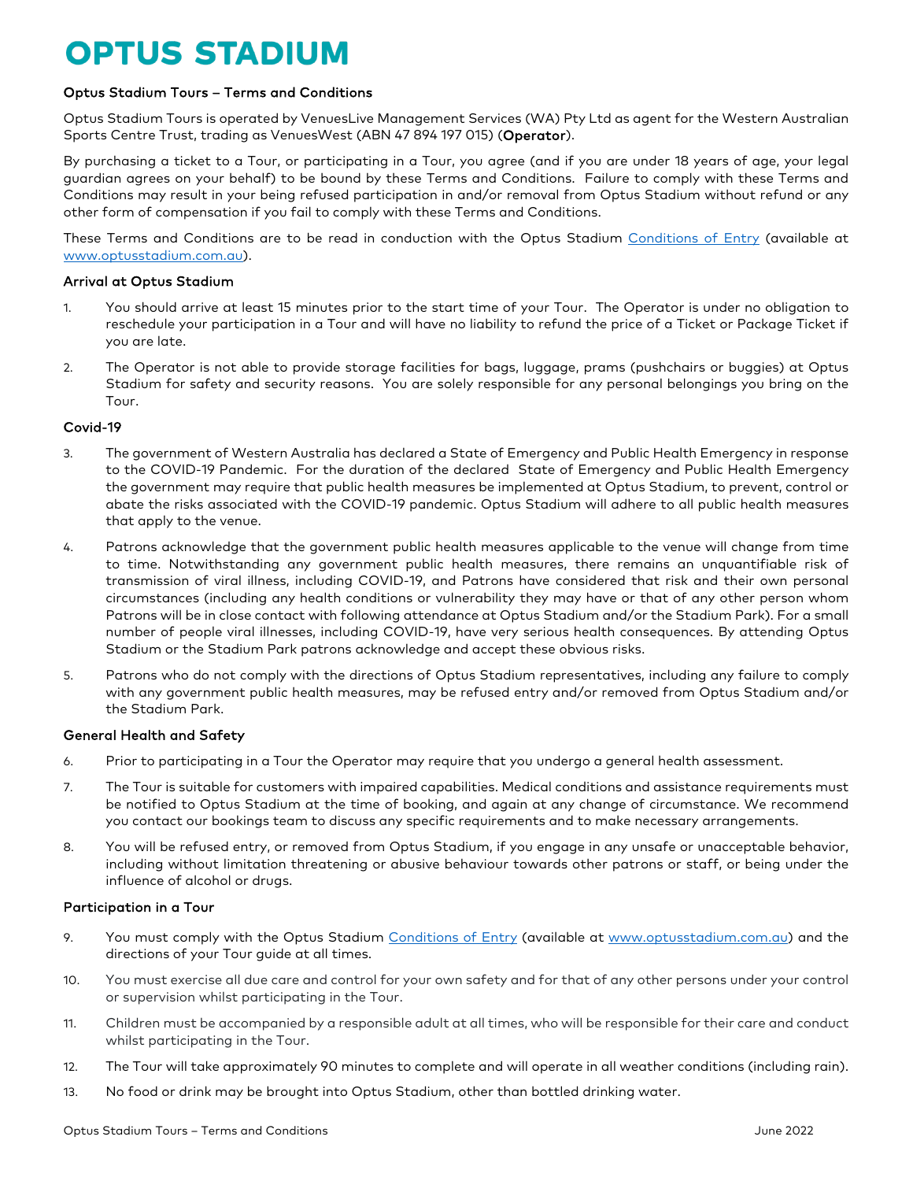# OPTUS STADIUM

## Optus Stadium Tours – Terms and Conditions

Optus Stadium Tours is operated by VenuesLive Management Services (WA) Pty Ltd as agent for the Western Australian Sports Centre Trust, trading as VenuesWest (ABN 47 894 197 015) (**Operator**).

By purchasing a ticket to a Tour, or participating in a Tour, you agree (and if you are under 18 years of age, your legal guardian agrees on your behalf) to be bound by these Terms and Conditions. Failure to comply with these Terms and Conditions may result in your being refused participation in and/or removal from Optus Stadium without refund or any other form of compensation if you fail to comply with these Terms and Conditions.

These Terms and Conditions are to be read in conduction with the Optus Stadium [Conditions of Entry](www.optusstadium.com.au) (available at [www.optusstadium.com.au](www.optusstadium.com.au)).

### Arrival at Optus Stadium

1. You should arrive at least 15 minutes prior to the start time of your Tour. The Operator is under no obligation to reschedule your participation in a Tour and will have no liability to refund the price of a Ticket or Package Ticket if you are late.
2. The Operator is not able to provide storage facilities for bags, luggage, prams (pushchairs or buggies) at Optus Stadium for safety and security reasons. You are solely responsible for any personal belongings you bring on the Tour.

### Covid-19

3. The government of Western Australia has declared a State of Emergency and Public Health Emergency in response to the COVID-19 Pandemic. For the duration of the declared State of Emergency and Public Health Emergency the government may require that public health measures be implemented at Optus Stadium, to prevent, control or abate the risks associated with the COVID-19 pandemic. Optus Stadium will adhere to all public health measures that apply to the venue.
4. Patrons acknowledge that the government public health measures applicable to the venue will change from time to time. Notwithstanding any government public health measures, there remains an unquantifiable risk of transmission of viral illness, including COVID-19, and Patrons have considered that risk and their own personal circumstances (including any health conditions or vulnerability they may have or that of any other person whom Patrons will be in close contact with following attendance at Optus Stadium and/or the Stadium Park). For a small number of people viral illnesses, including COVID-19, have very serious health consequences. By attending Optus Stadium or the Stadium Park patrons acknowledge and accept these obvious risks.
5. Patrons who do not comply with the directions of Optus Stadium representatives, including any failure to comply with any government public health measures, may be refused entry and/or removed from Optus Stadium and/or the Stadium Park.

### General Health and Safety

6. Prior to participating in a Tour the Operator may require that you undergo a general health assessment.
7. The Tour is suitable for customers with impaired capabilities. Medical conditions and assistance requirements must be notified to Optus Stadium at the time of booking, and again at any change of circumstance. We recommend you contact our bookings team to discuss any specific requirements and to make necessary arrangements.
8. You will be refused entry, or removed from Optus Stadium, if you engage in any unsafe or unacceptable behavior, including without limitation threatening or abusive behaviour towards other patrons or staff, or being under the influence of alcohol or drugs.

### Participation in a Tour

9. You must comply with the Optus Stadium [Conditions of Entry](www.optusstadium.com.au) (available at [www.optusstadium.com.au](www.optusstadium.com.au)) and the directions of your Tour guide at all times.
10. You must exercise all due care and control for your own safety and for that of any other persons under your control or supervision whilst participating in the Tour.
11. Children must be accompanied by a responsible adult at all times, who will be responsible for their care and conduct whilst participating in the Tour.
12. The Tour will take approximately 90 minutes to complete and will operate in all weather conditions (including rain).
13. No food or drink may be brought into Optus Stadium, other than bottled drinking water.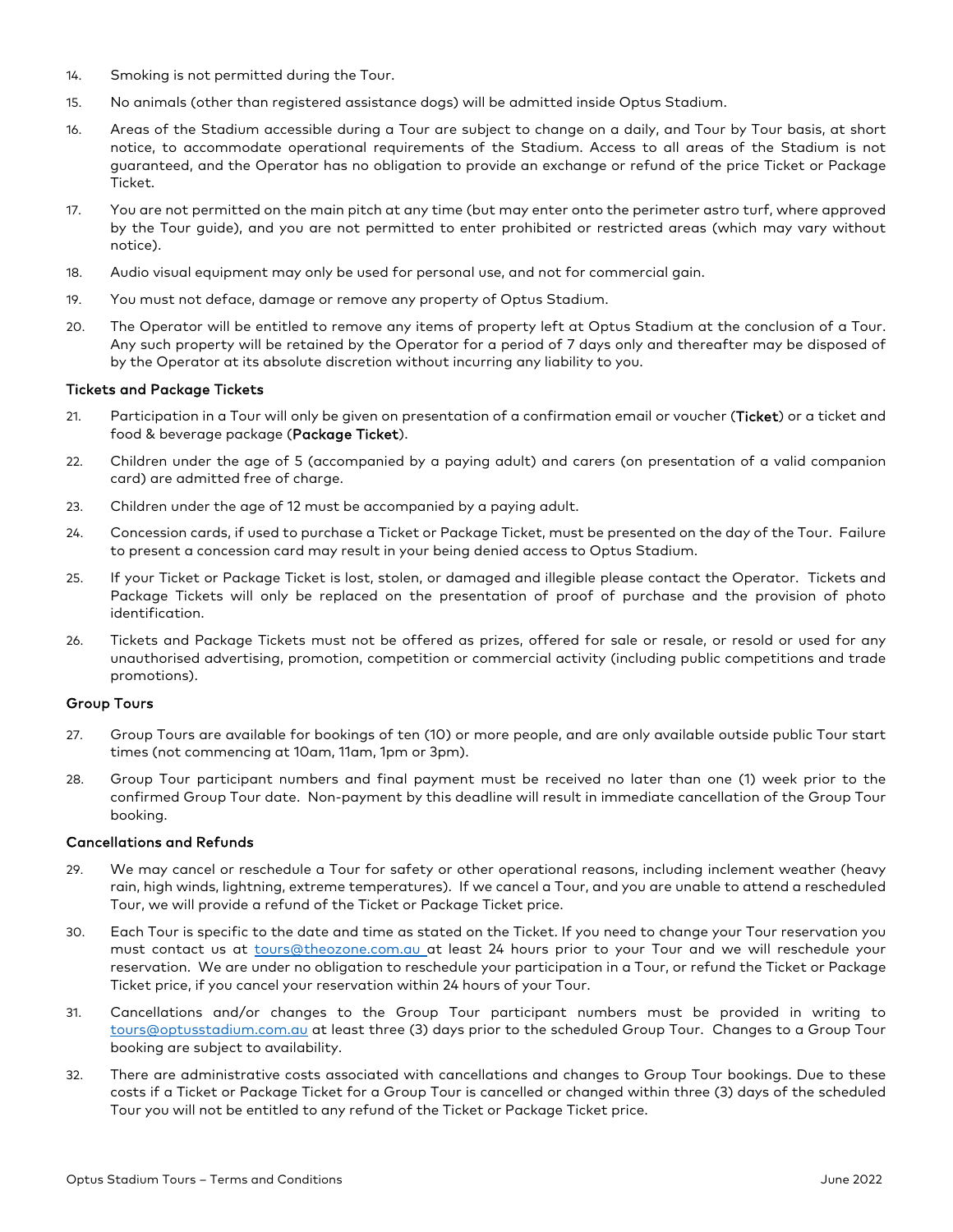14. Smoking is not permitted during the Tour.

15. No animals (other than registered assistance dogs) will be admitted inside Optus Stadium.

16. Areas of the Stadium accessible during a Tour are subject to change on a daily, and Tour by Tour basis, at short notice, to accommodate operational requirements of the Stadium. Access to all areas of the Stadium is not guaranteed, and the Operator has no obligation to provide an exchange or refund of the price Ticket or Package Ticket.

17. You are not permitted on the main pitch at any time (but may enter onto the perimeter astro turf, where approved by the Tour guide), and you are not permitted to enter prohibited or restricted areas (which may vary without notice).

18. Audio visual equipment may only be used for personal use, and not for commercial gain.

19. You must not deface, damage or remove any property of Optus Stadium.

20. The Operator will be entitled to remove any items of property left at Optus Stadium at the conclusion of a Tour. Any such property will be retained by the Operator for a period of 7 days only and thereafter may be disposed of by the Operator at its absolute discretion without incurring any liability to you.

### Tickets and Package Tickets

21. Participation in a Tour will only be given on presentation of a confirmation email or voucher (**Ticket**) or a ticket and food & beverage package (**Package Ticket**).

22. Children under the age of 5 (accompanied by a paying adult) and carers (on presentation of a valid companion card) are admitted free of charge.

23. Children under the age of 12 must be accompanied by a paying adult.

24. Concession cards, if used to purchase a Ticket or Package Ticket, must be presented on the day of the Tour. Failure to present a concession card may result in your being denied access to Optus Stadium.

25. If your Ticket or Package Ticket is lost, stolen, or damaged and illegible please contact the Operator. Tickets and Package Tickets will only be replaced on the presentation of proof of purchase and the provision of photo identification.

26. Tickets and Package Tickets must not be offered as prizes, offered for sale or resale, or resold or used for any unauthorised advertising, promotion, competition or commercial activity (including public competitions and trade promotions).

### Group Tours

27. Group Tours are available for bookings of ten (10) or more people, and are only available outside public Tour start times (not commencing at 10am, 11am, 1pm or 3pm).

28. Group Tour participant numbers and final payment must be received no later than one (1) week prior to the confirmed Group Tour date. Non-payment by this deadline will result in immediate cancellation of the Group Tour booking.

### Cancellations and Refunds

29. We may cancel or reschedule a Tour for safety or other operational reasons, including inclement weather (heavy rain, high winds, lightning, extreme temperatures). If we cancel a Tour, and you are unable to attend a rescheduled Tour, we will provide a refund of the Ticket or Package Ticket price.

30. Each Tour is specific to the date and time as stated on the Ticket. If you need to change your Tour reservation you must contact us at tours@theozone.com.au at least 24 hours prior to your Tour and we will reschedule your reservation. We are under no obligation to reschedule your participation in a Tour, or refund the Ticket or Package Ticket price, if you cancel your reservation within 24 hours of your Tour.

31. Cancellations and/or changes to the Group Tour participant numbers must be provided in writing to tours@optusstadium.com.au at least three (3) days prior to the scheduled Group Tour. Changes to a Group Tour booking are subject to availability.

32. There are administrative costs associated with cancellations and changes to Group Tour bookings. Due to these costs if a Ticket or Package Ticket for a Group Tour is cancelled or changed within three (3) days of the scheduled Tour you will not be entitled to any refund of the Ticket or Package Ticket price.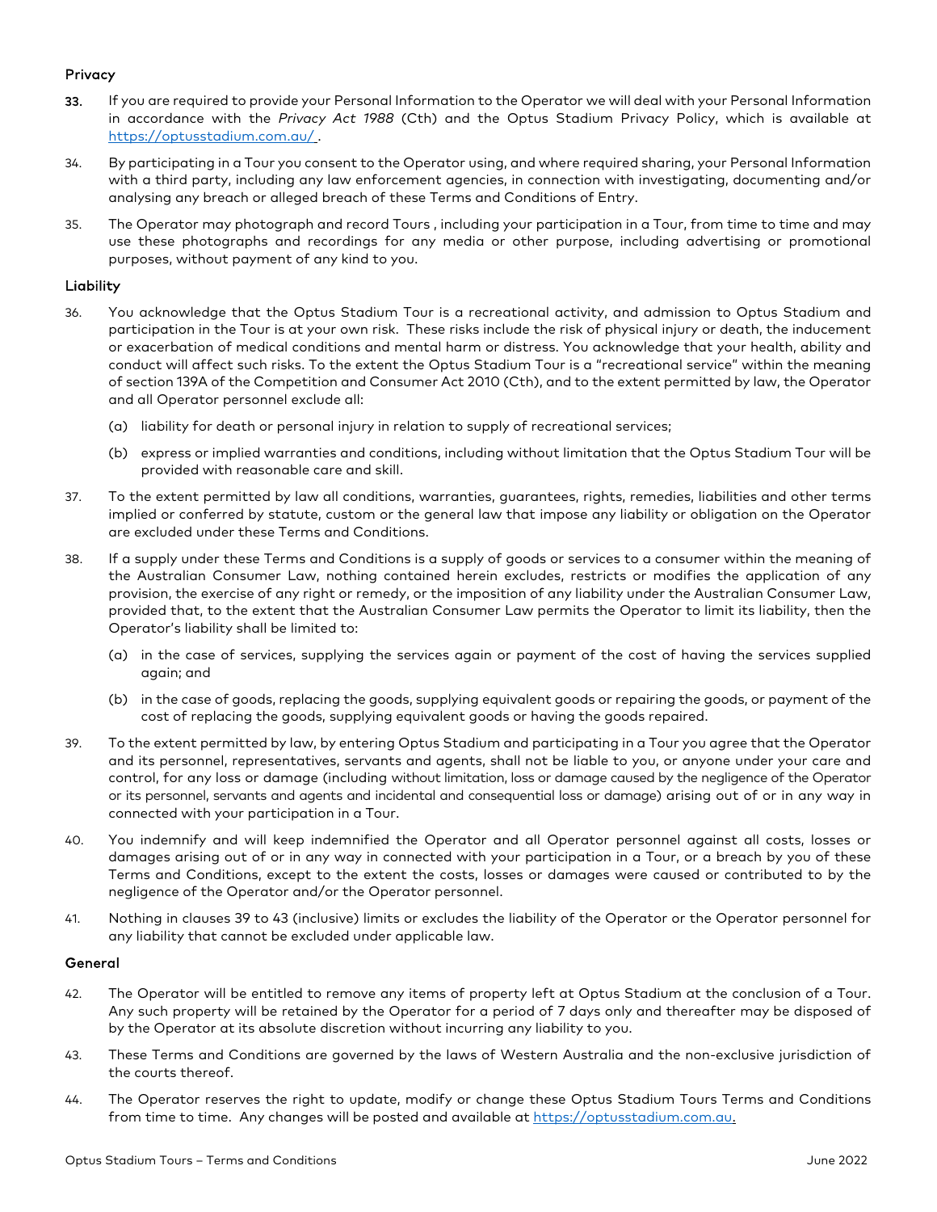## Privacy

33. If you are required to provide your Personal Information to the Operator we will deal with your Personal Information in accordance with the *Privacy Act 1988* (Cth) and the Optus Stadium Privacy Policy, which is available at https://optusstadium.com.au/ .

34. By participating in a Tour you consent to the Operator using, and where required sharing, your Personal Information with a third party, including any law enforcement agencies, in connection with investigating, documenting and/or analysing any breach or alleged breach of these Terms and Conditions of Entry.

35. The Operator may photograph and record Tours , including your participation in a Tour, from time to time and may use these photographs and recordings for any media or other purpose, including advertising or promotional purposes, without payment of any kind to you.

## Liability

36. You acknowledge that the Optus Stadium Tour is a recreational activity, and admission to Optus Stadium and participation in the Tour is at your own risk. These risks include the risk of physical injury or death, the inducement or exacerbation of medical conditions and mental harm or distress. You acknowledge that your health, ability and conduct will affect such risks. To the extent the Optus Stadium Tour is a "recreational service" within the meaning of section 139A of the Competition and Consumer Act 2010 (Cth), and to the extent permitted by law, the Operator and all Operator personnel exclude all:

    (a) liability for death or personal injury in relation to supply of recreational services;

    (b) express or implied warranties and conditions, including without limitation that the Optus Stadium Tour will be provided with reasonable care and skill.

37. To the extent permitted by law all conditions, warranties, guarantees, rights, remedies, liabilities and other terms implied or conferred by statute, custom or the general law that impose any liability or obligation on the Operator are excluded under these Terms and Conditions.

38. If a supply under these Terms and Conditions is a supply of goods or services to a consumer within the meaning of the Australian Consumer Law, nothing contained herein excludes, restricts or modifies the application of any provision, the exercise of any right or remedy, or the imposition of any liability under the Australian Consumer Law, provided that, to the extent that the Australian Consumer Law permits the Operator to limit its liability, then the Operator's liability shall be limited to:

    (a) in the case of services, supplying the services again or payment of the cost of having the services supplied again; and

    (b) in the case of goods, replacing the goods, supplying equivalent goods or repairing the goods, or payment of the cost of replacing the goods, supplying equivalent goods or having the goods repaired.

39. To the extent permitted by law, by entering Optus Stadium and participating in a Tour you agree that the Operator and its personnel, representatives, servants and agents, shall not be liable to you, or anyone under your care and control, for any loss or damage (including without limitation, loss or damage caused by the negligence of the Operator or its personnel, servants and agents and incidental and consequential loss or damage) arising out of or in any way in connected with your participation in a Tour.

40. You indemnify and will keep indemnified the Operator and all Operator personnel against all costs, losses or damages arising out of or in any way in connected with your participation in a Tour, or a breach by you of these Terms and Conditions, except to the extent the costs, losses or damages were caused or contributed to by the negligence of the Operator and/or the Operator personnel.

41. Nothing in clauses 39 to 43 (inclusive) limits or excludes the liability of the Operator or the Operator personnel for any liability that cannot be excluded under applicable law.

## General

42. The Operator will be entitled to remove any items of property left at Optus Stadium at the conclusion of a Tour. Any such property will be retained by the Operator for a period of 7 days only and thereafter may be disposed of by the Operator at its absolute discretion without incurring any liability to you.

43. These Terms and Conditions are governed by the laws of Western Australia and the non-exclusive jurisdiction of the courts thereof.

44. The Operator reserves the right to update, modify or change these Optus Stadium Tours Terms and Conditions from time to time. Any changes will be posted and available at https://optusstadium.com.au.